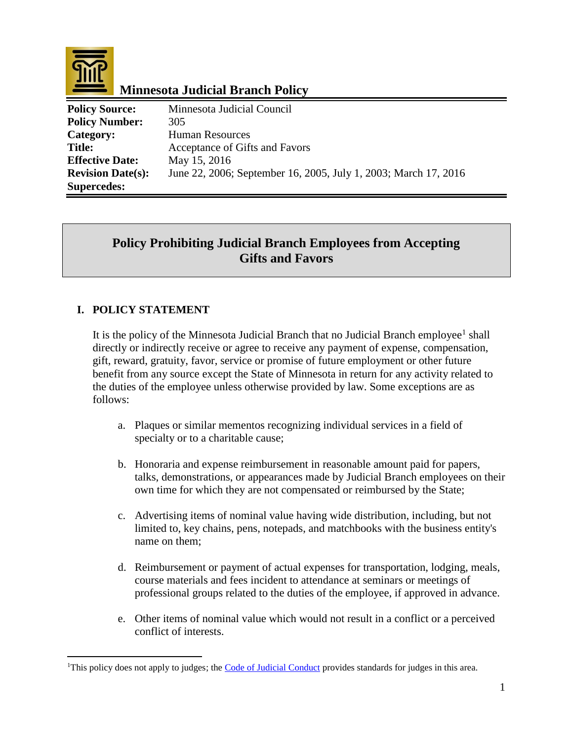# Minnesota Judicial Branch Policy

| | |
|---|---|
| **Policy Source:** | Minnesota Judicial Council |
| **Policy Number:** | 305 |
| **Category:** | Human Resources |
| **Title:** | Acceptance of Gifts and Favors |
| **Effective Date:** | May 15, 2016 |
| **Revision Date(s):** | June 22, 2006; September 16, 2005, July 1, 2003; March 17, 2016 |
| **Supercedes:** | |

## Policy Prohibiting Judicial Branch Employees from Accepting Gifts and Favors

### I. POLICY STATEMENT

It is the policy of the Minnesota Judicial Branch that no Judicial Branch employee[1] shall directly or indirectly receive or agree to receive any payment of expense, compensation, gift, reward, gratuity, favor, service or promise of future employment or other future benefit from any source except the State of Minnesota in return for any activity related to the duties of the employee unless otherwise provided by law. Some exceptions are as follows:

a. Plaques or similar mementos recognizing individual services in a field of specialty or to a charitable cause;

b. Honoraria and expense reimbursement in reasonable amount paid for papers, talks, demonstrations, or appearances made by Judicial Branch employees on their own time for which they are not compensated or reimbursed by the State;

c. Advertising items of nominal value having wide distribution, including, but not limited to, key chains, pens, notepads, and matchbooks with the business entity's name on them;

d. Reimbursement or payment of actual expenses for transportation, lodging, meals, course materials and fees incident to attendance at seminars or meetings of professional groups related to the duties of the employee, if approved in advance.

e. Other items of nominal value which would not result in a conflict or a perceived conflict of interests.

---

[1]This policy does not apply to judges; the Code of Judicial Conduct provides standards for judges in this area.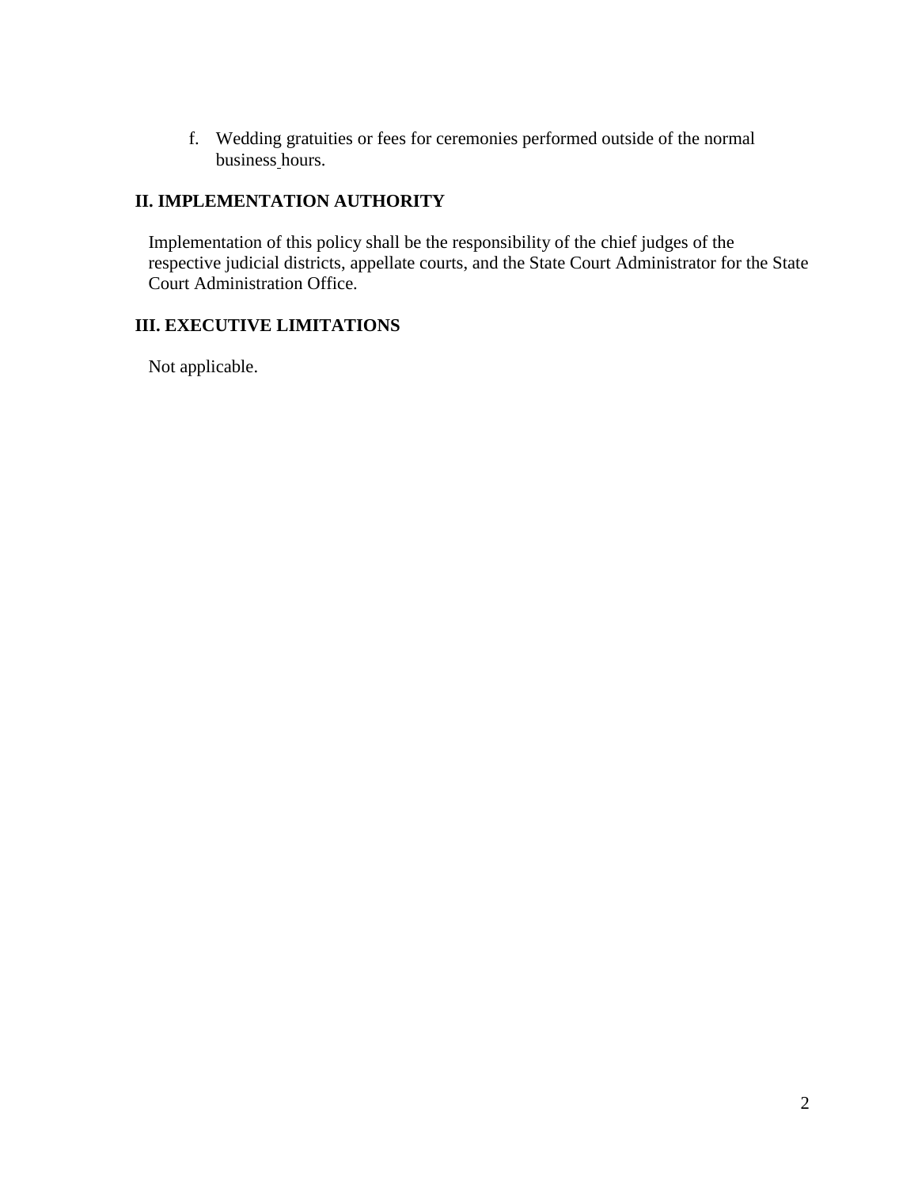f. Wedding gratuities or fees for ceremonies performed outside of the normal business hours.

## II. IMPLEMENTATION AUTHORITY

Implementation of this policy shall be the responsibility of the chief judges of the respective judicial districts, appellate courts, and the State Court Administrator for the State Court Administration Office.

## III. EXECUTIVE LIMITATIONS

Not applicable.